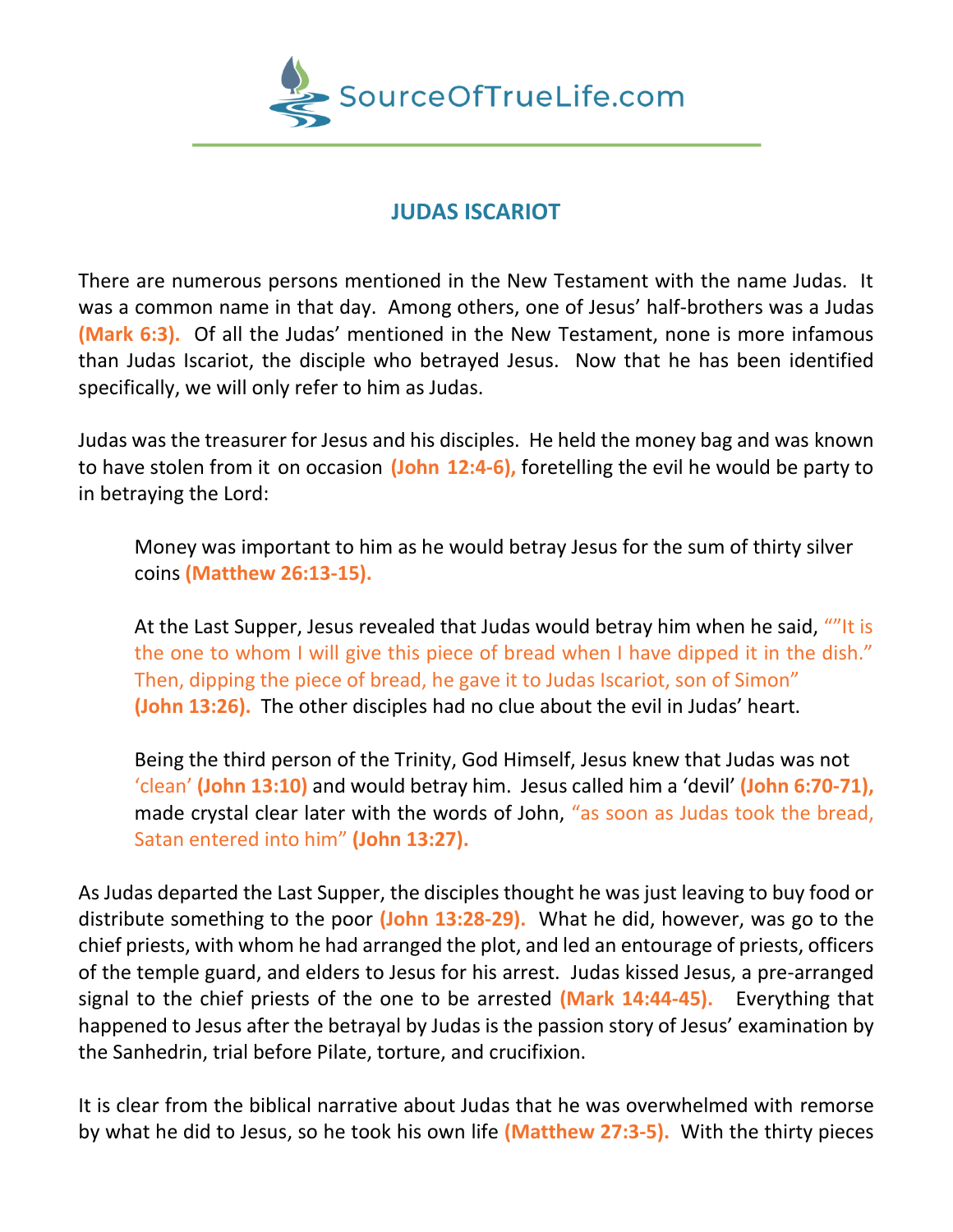## JUDAS ISCARIOT

There are numerous persons mentioned in the New Testament with the name Judas. It was a common name in that day. Among others, one of Jesus' half-brothers was a Judas **(Mark 6:3).** Of all the Judas' mentioned in the New Testament, none is more infamous than Judas Iscariot, the disciple who betrayed Jesus. Now that he has been identified specifically, we will only refer to him as Judas.

Judas was the treasurer for Jesus and his disciples. He held the money bag and was known to have stolen from it on occasion **(John 12:4-6),** foretelling the evil he would be party to in betraying the Lord:

> Money was important to him as he would betray Jesus for the sum of thirty silver coins **(Matthew 26:13-15).**
>
> At the Last Supper, Jesus revealed that Judas would betray him when he said, ""It is the one to whom I will give this piece of bread when I have dipped it in the dish." Then, dipping the piece of bread, he gave it to Judas Iscariot, son of Simon" **(John 13:26).** The other disciples had no clue about the evil in Judas' heart.
>
> Being the third person of the Trinity, God Himself, Jesus knew that Judas was not 'clean' **(John 13:10)** and would betray him. Jesus called him a 'devil' **(John 6:70-71),** made crystal clear later with the words of John, "as soon as Judas took the bread, Satan entered into him" **(John 13:27).**

As Judas departed the Last Supper, the disciples thought he was just leaving to buy food or distribute something to the poor **(John 13:28-29).** What he did, however, was go to the chief priests, with whom he had arranged the plot, and led an entourage of priests, officers of the temple guard, and elders to Jesus for his arrest. Judas kissed Jesus, a pre-arranged signal to the chief priests of the one to be arrested **(Mark 14:44-45).** Everything that happened to Jesus after the betrayal by Judas is the passion story of Jesus' examination by the Sanhedrin, trial before Pilate, torture, and crucifixion.

It is clear from the biblical narrative about Judas that he was overwhelmed with remorse by what he did to Jesus, so he took his own life **(Matthew 27:3-5).** With the thirty pieces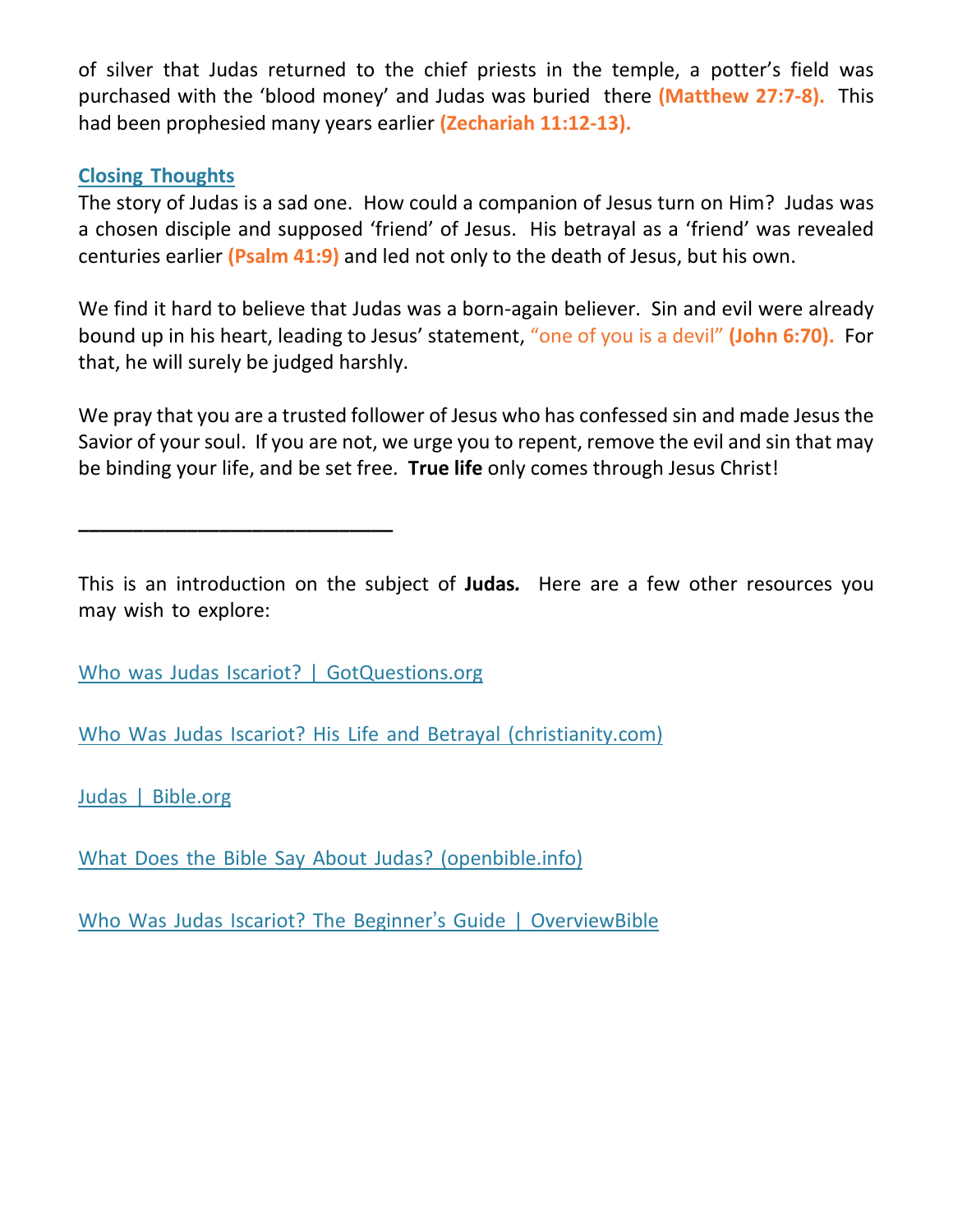of silver that Judas returned to the chief priests in the temple, a potter's field was purchased with the 'blood money' and Judas was buried there **(Matthew 27:7-8).** This had been prophesied many years earlier **(Zechariah 11:12-13).**

## Closing Thoughts

The story of Judas is a sad one. How could a companion of Jesus turn on Him? Judas was a chosen disciple and supposed 'friend' of Jesus. His betrayal as a 'friend' was revealed centuries earlier **(Psalm 41:9)** and led not only to the death of Jesus, but his own.

We find it hard to believe that Judas was a born-again believer. Sin and evil were already bound up in his heart, leading to Jesus' statement, "one of you is a devil" **(John 6:70).** For that, he will surely be judged harshly.

We pray that you are a trusted follower of Jesus who has confessed sin and made Jesus the Savior of your soul. If you are not, we urge you to repent, remove the evil and sin that may be binding your life, and be set free. **True life** only comes through Jesus Christ!

---

This is an introduction on the subject of **Judas.** Here are a few other resources you may wish to explore:

Who was Judas Iscariot? | GotQuestions.org

Who Was Judas Iscariot? His Life and Betrayal (christianity.com)

Judas | Bible.org

What Does the Bible Say About Judas? (openbible.info)

Who Was Judas Iscariot? The Beginner's Guide | OverviewBible